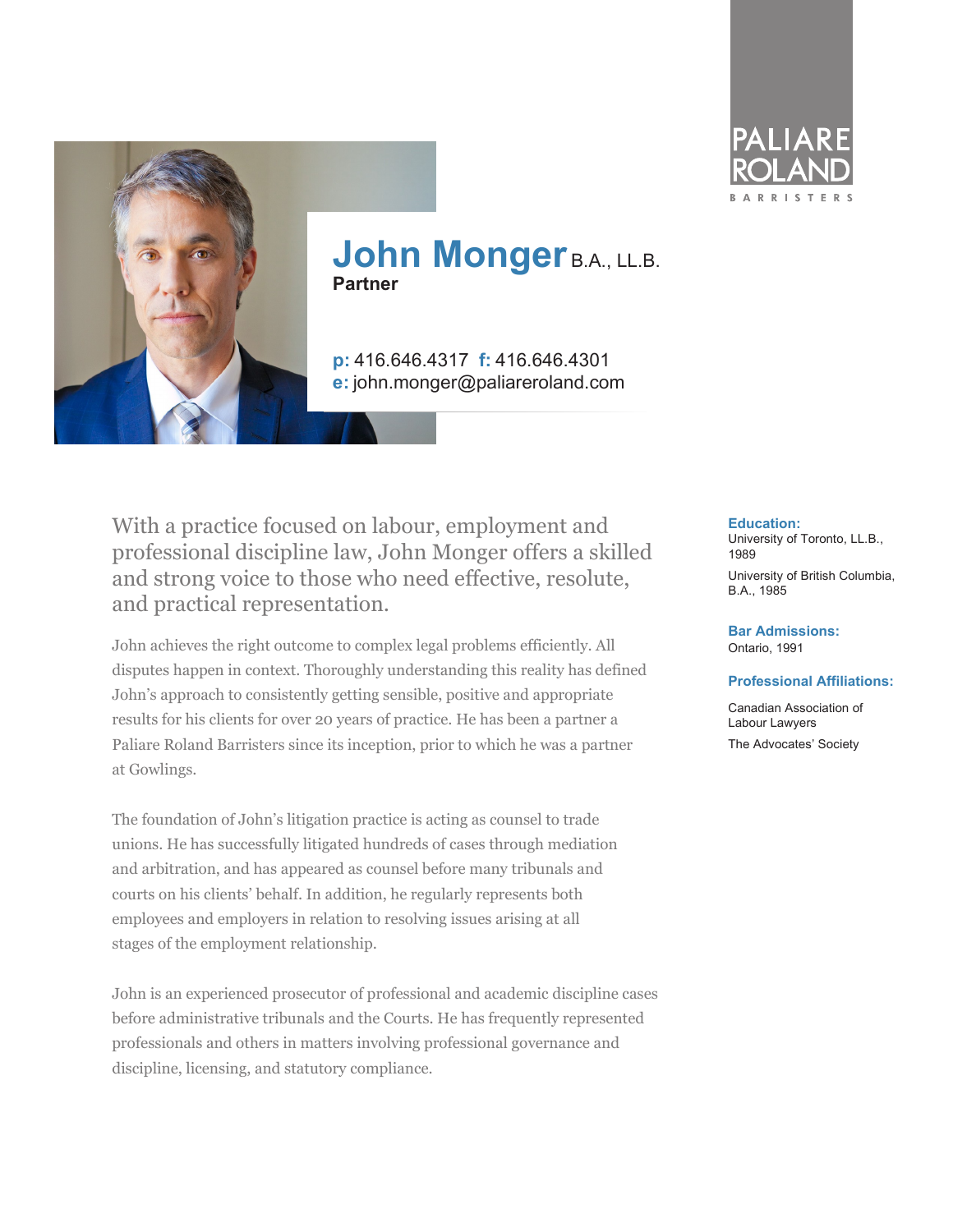PALIARE ROLAND

BARRISTERS

# John Monger B.A., LL.B.

**Partner**

**p:** 416.646.4317 **f:** 416.646.4301
**e:** john.monger@paliareroland.com

With a practice focused on labour, employment and professional discipline law, John Monger offers a skilled and strong voice to those who need effective, resolute, and practical representation.

John achieves the right outcome to complex legal problems efficiently. All disputes happen in context. Thoroughly understanding this reality has defined John's approach to consistently getting sensible, positive and appropriate results for his clients for over 20 years of practice. He has been a partner a Paliare Roland Barristers since its inception, prior to which he was a partner at Gowlings.

The foundation of John's litigation practice is acting as counsel to trade unions. He has successfully litigated hundreds of cases through mediation and arbitration, and has appeared as counsel before many tribunals and courts on his clients' behalf. In addition, he regularly represents both employees and employers in relation to resolving issues arising at all stages of the employment relationship.

John is an experienced prosecutor of professional and academic discipline cases before administrative tribunals and the Courts. He has frequently represented professionals and others in matters involving professional governance and discipline, licensing, and statutory compliance.

### Education:

University of Toronto, LL.B., 1989

University of British Columbia, B.A., 1985

### Bar Admissions:

Ontario, 1991

### Professional Affiliations:

Canadian Association of Labour Lawyers

The Advocates' Society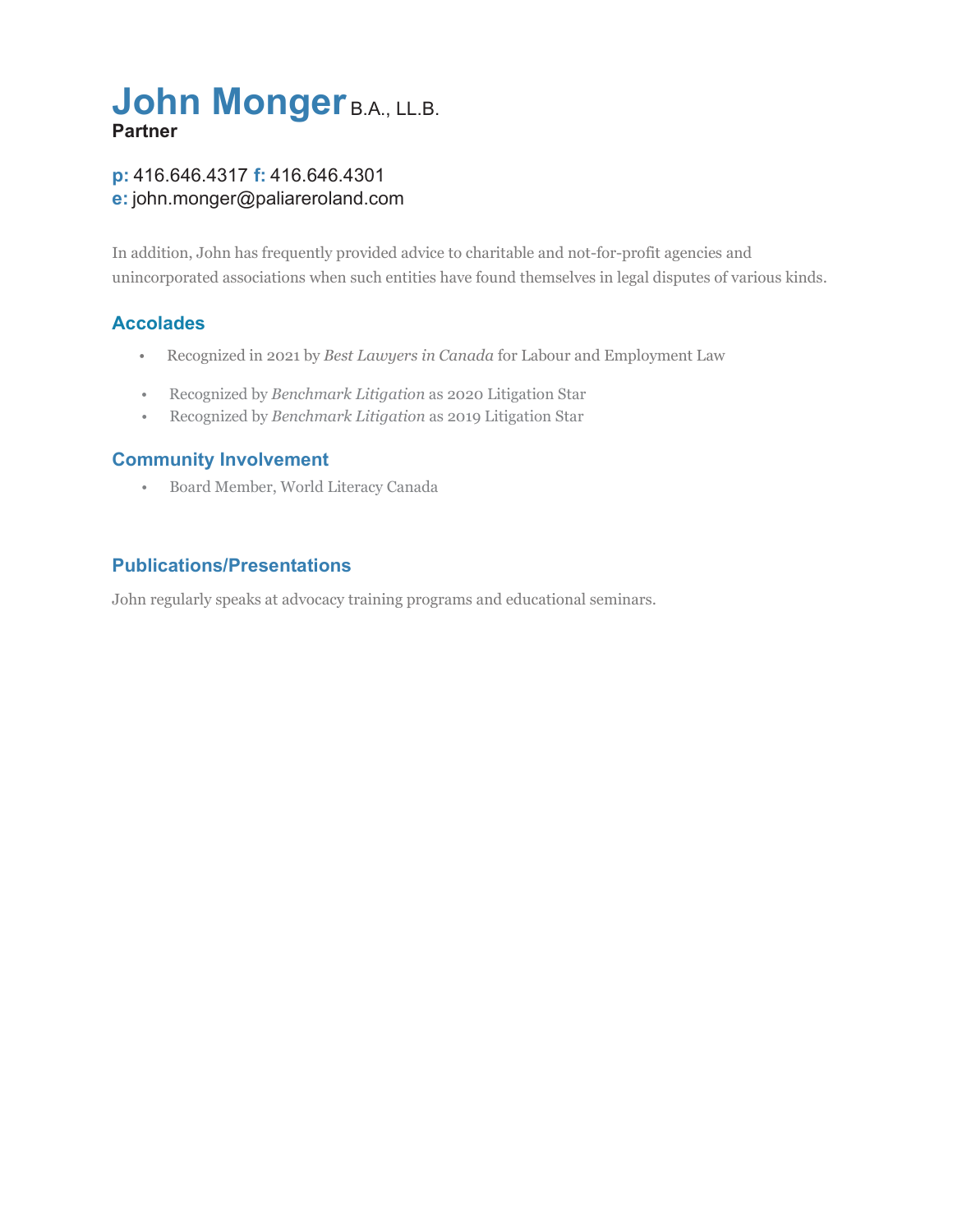# John Monger B.A., LL.B.

**Partner**

**p:** 416.646.4317 **f:** 416.646.4301
**e:** john.monger@paliareroland.com

In addition, John has frequently provided advice to charitable and not-for-profit agencies and unincorporated associations when such entities have found themselves in legal disputes of various kinds.

## Accolades

- Recognized in 2021 by *Best Lawyers in Canada* for Labour and Employment Law
- Recognized by *Benchmark Litigation* as 2020 Litigation Star
- Recognized by *Benchmark Litigation* as 2019 Litigation Star

## Community Involvement

- Board Member, World Literacy Canada

## Publications/Presentations

John regularly speaks at advocacy training programs and educational seminars.